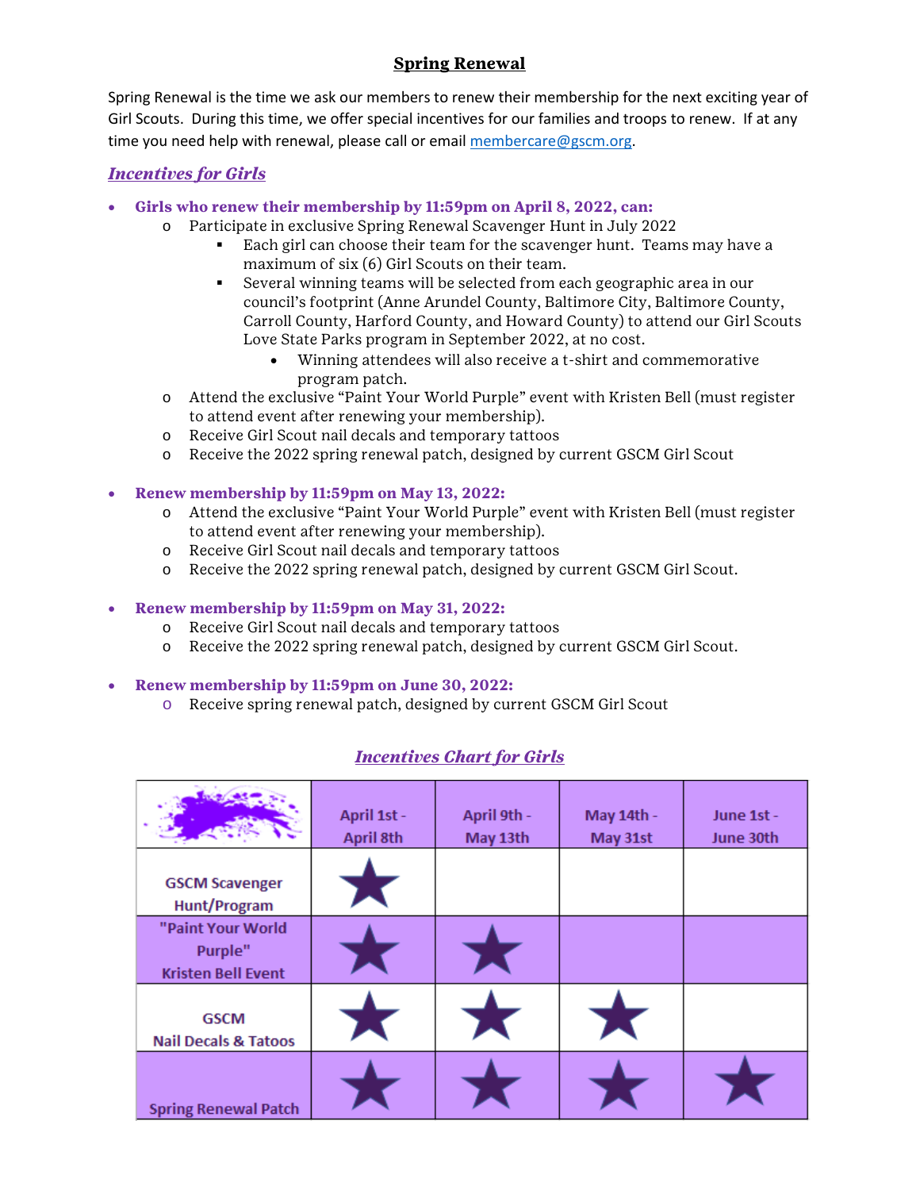# Spring Renewal

Spring Renewal is the time we ask our members to renew their membership for the next exciting year of Girl Scouts. During this time, we offer special incentives for our families and troops to renew. If at any time you need help with renewal, please call or email membercare@gscm.org.

## *Incentives for Girls*

- **Girls who renew their membership by 11:59pm on April 8, 2022, can:**
  - Participate in exclusive Spring Renewal Scavenger Hunt in July 2022
    - Each girl can choose their team for the scavenger hunt. Teams may have a maximum of six (6) Girl Scouts on their team.
    - Several winning teams will be selected from each geographic area in our council's footprint (Anne Arundel County, Baltimore City, Baltimore County, Carroll County, Harford County, and Howard County) to attend our Girl Scouts Love State Parks program in September 2022, at no cost.
      - Winning attendees will also receive a t-shirt and commemorative program patch.
  - Attend the exclusive "Paint Your World Purple" event with Kristen Bell (must register to attend event after renewing your membership).
  - Receive Girl Scout nail decals and temporary tattoos
  - Receive the 2022 spring renewal patch, designed by current GSCM Girl Scout

- **Renew membership by 11:59pm on May 13, 2022:**
  - Attend the exclusive "Paint Your World Purple" event with Kristen Bell (must register to attend event after renewing your membership).
  - Receive Girl Scout nail decals and temporary tattoos
  - Receive the 2022 spring renewal patch, designed by current GSCM Girl Scout.

- **Renew membership by 11:59pm on May 31, 2022:**
  - Receive Girl Scout nail decals and temporary tattoos
  - Receive the 2022 spring renewal patch, designed by current GSCM Girl Scout.

- **Renew membership by 11:59pm on June 30, 2022:**
  - Receive spring renewal patch, designed by current GSCM Girl Scout

## *Incentives Chart for Girls*

| | April 1st - April 8th | April 9th - May 13th | May 14th - May 31st | June 1st - June 30th |
|---|---|---|---|---|
| GSCM Scavenger Hunt/Program | ★ | | | |
| "Paint Your World Purple" Kristen Bell Event | ★ | ★ | | |
| GSCM Nail Decals & Tatoos | ★ | ★ | ★ | |
| Spring Renewal Patch | ★ | ★ | ★ | ★ |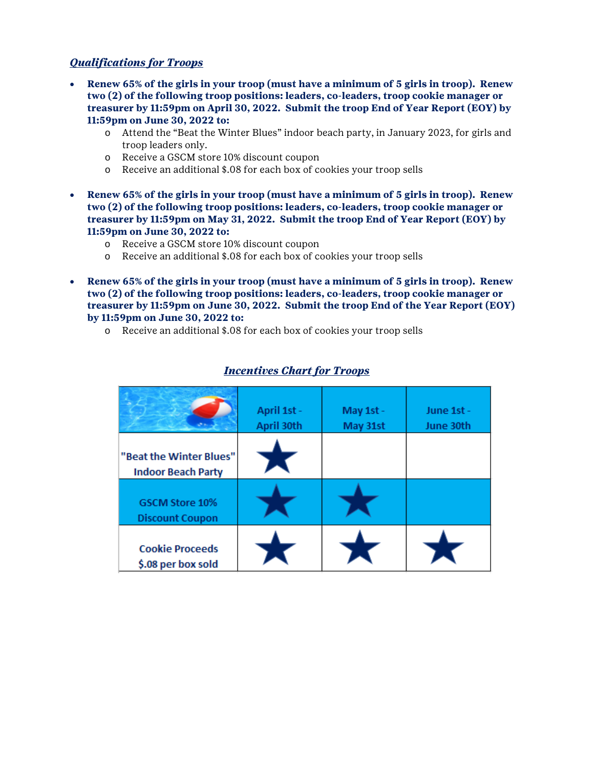## ***Qualifications for Troops***

- **Renew 65% of the girls in your troop (must have a minimum of 5 girls in troop). Renew two (2) of the following troop positions: leaders, co-leaders, troop cookie manager or treasurer by 11:59pm on April 30, 2022. Submit the troop End of Year Report (EOY) by 11:59pm on June 30, 2022 to:**
  - Attend the "Beat the Winter Blues" indoor beach party, in January 2023, for girls and troop leaders only.
  - Receive a GSCM store 10% discount coupon
  - Receive an additional $.08 for each box of cookies your troop sells

- **Renew 65% of the girls in your troop (must have a minimum of 5 girls in troop). Renew two (2) of the following troop positions: leaders, co-leaders, troop cookie manager or treasurer by 11:59pm on May 31, 2022. Submit the troop End of Year Report (EOY) by 11:59pm on June 30, 2022 to:**
  - Receive a GSCM store 10% discount coupon
  - Receive an additional $.08 for each box of cookies your troop sells

- **Renew 65% of the girls in your troop (must have a minimum of 5 girls in troop). Renew two (2) of the following troop positions: leaders, co-leaders, troop cookie manager or treasurer by 11:59pm on June 30, 2022. Submit the troop End of the Year Report (EOY) by 11:59pm on June 30, 2022 to:**
  - Receive an additional $.08 for each box of cookies your troop sells

## ***Incentives Chart for Troops***

| | April 1st - April 30th | May 1st - May 31st | June 1st - June 30th |
|---|---|---|---|
| "Beat the Winter Blues" Indoor Beach Party | ★ | | |
| GSCM Store 10% Discount Coupon | ★ | ★ | |
| Cookie Proceeds $.08 per box sold | ★ | ★ | ★ |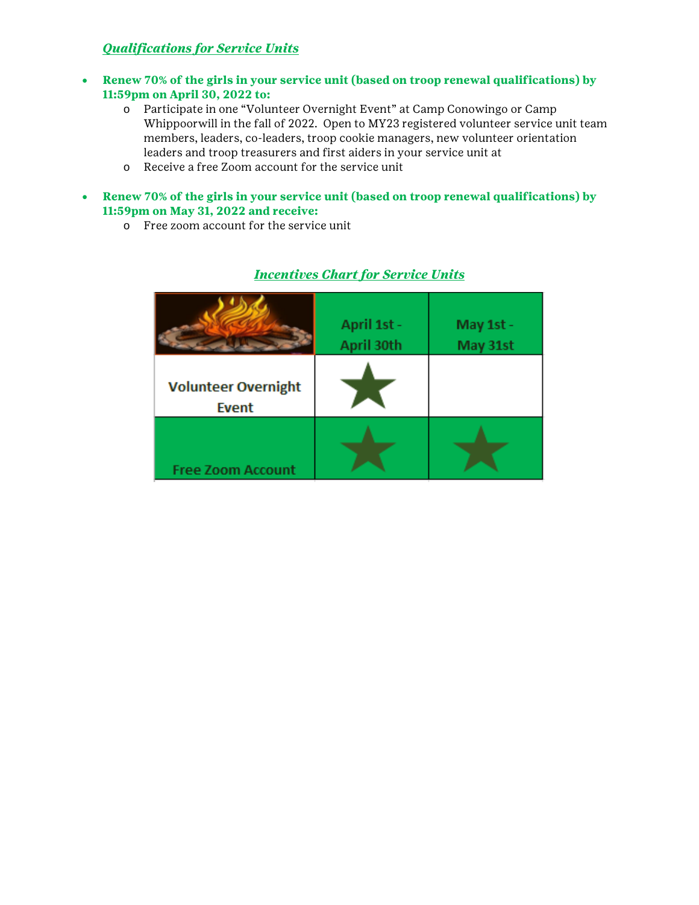***Qualifications for Service Units***

- **Renew 70% of the girls in your service unit (based on troop renewal qualifications) by 11:59pm on April 30, 2022 to:**
  - Participate in one "Volunteer Overnight Event" at Camp Conowingo or Camp Whippoorwill in the fall of 2022. Open to MY23 registered volunteer service unit team members, leaders, co-leaders, troop cookie managers, new volunteer orientation leaders and troop treasurers and first aiders in your service unit at
  - Receive a free Zoom account for the service unit

- **Renew 70% of the girls in your service unit (based on troop renewal qualifications) by 11:59pm on May 31, 2022 and receive:**
  - Free zoom account for the service unit

***Incentives Chart for Service Units***

| | April 1st - April 30th | May 1st - May 31st |
|---|---|---|
| Volunteer Overnight Event | ★ | |
| Free Zoom Account | ★ | ★ |